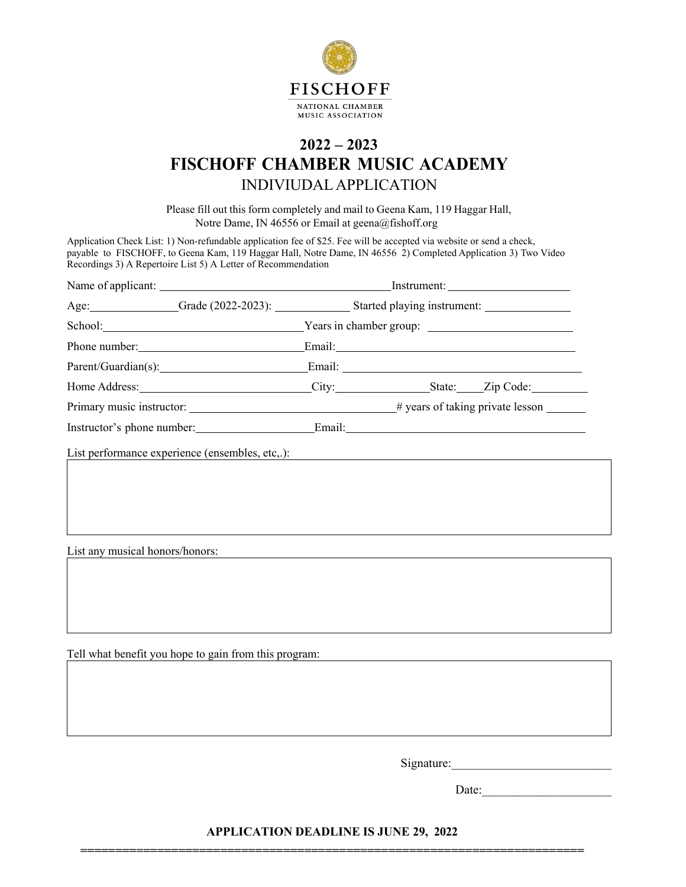FISCHOFF

NATIONAL CHAMBER MUSIC ASSOCIATION

# 2022 – 2023
# FISCHOFF CHAMBER MUSIC ACADEMY
## INDIVIUDAL APPLICATION

Please fill out this form completely and mail to Geena Kam, 119 Haggar Hall, Notre Dame, IN 46556 or Email at geena@fishoff.org

Application Check List: 1) Non-refundable application fee of $25. Fee will be accepted via website or send a check, payable to FISCHOFF, to Geena Kam, 119 Haggar Hall, Notre Dame, IN 46556 2) Completed Application 3) Two Video Recordings 3) A Repertoire List 5) A Letter of Recommendation

Name of applicant: ______________________ Instrument: ______________

Age: ________ Grade (2022-2023): ________ Started playing instrument: ________

School: ______________________ Years in chamber group: ______________

Phone number: ______________________ Email: ______________________

Parent/Guardian(s): ______________________ Email: ______________________

Home Address: ______________________ City: ____________ State: ____ Zip Code: ________

Primary music instructor: ______________________ # years of taking private lesson ______

Instructor's phone number: ______________ Email: ______________________

List performance experience (ensembles, etc,.):

List any musical honors/honors:

Tell what benefit you hope to gain from this program:

Signature:__________________________

Date:_____________________

**APPLICATION DEADLINE IS JUNE 29, 2022**

==========================================================================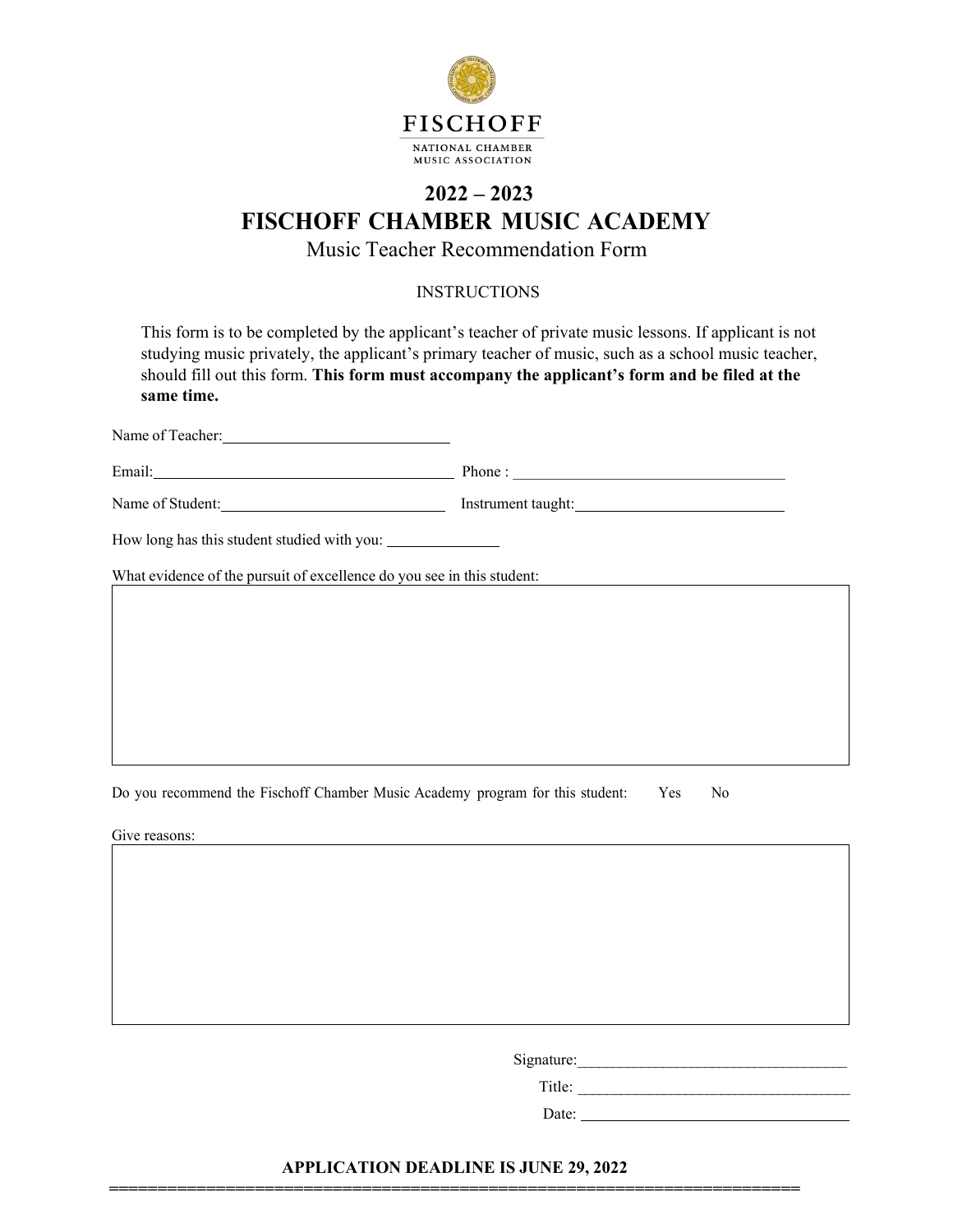FISCHOFF

NATIONAL CHAMBER MUSIC ASSOCIATION

# 2022 – 2023
# FISCHOFF CHAMBER MUSIC ACADEMY

## Music Teacher Recommendation Form

INSTRUCTIONS

This form is to be completed by the applicant's teacher of private music lessons. If applicant is not studying music privately, the applicant's primary teacher of music, such as a school music teacher, should fill out this form. **This form must accompany the applicant's form and be filed at the same time.**

Name of Teacher: ______________________________

Email: __________________________________________ Phone : ____________________________________

Name of Student: ______________________________ Instrument taught: ______________________________

How long has this student studied with you: ______________

What evidence of the pursuit of excellence do you see in this student:

Do you recommend the Fischoff Chamber Music Academy program for this student: Yes No

Give reasons:

Signature: ____________________________________

Title: ____________________________________

Date: ____________________________________

**APPLICATION DEADLINE IS JUNE 29, 2022**

==================================================================